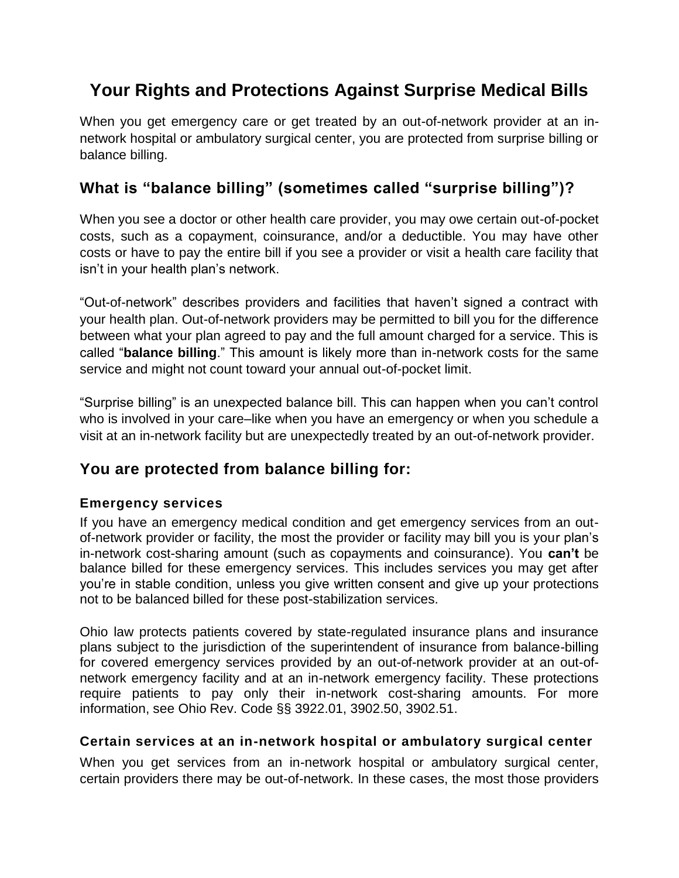# Your Rights and Protections Against Surprise Medical Bills

When you get emergency care or get treated by an out-of-network provider at an in-network hospital or ambulatory surgical center, you are protected from surprise billing or balance billing.

## What is "balance billing" (sometimes called "surprise billing")?

When you see a doctor or other health care provider, you may owe certain out-of-pocket costs, such as a copayment, coinsurance, and/or a deductible. You may have other costs or have to pay the entire bill if you see a provider or visit a health care facility that isn't in your health plan's network.

"Out-of-network" describes providers and facilities that haven't signed a contract with your health plan. Out-of-network providers may be permitted to bill you for the difference between what your plan agreed to pay and the full amount charged for a service. This is called "**balance billing**." This amount is likely more than in-network costs for the same service and might not count toward your annual out-of-pocket limit.

"Surprise billing" is an unexpected balance bill. This can happen when you can't control who is involved in your care–like when you have an emergency or when you schedule a visit at an in-network facility but are unexpectedly treated by an out-of-network provider.

## You are protected from balance billing for:

### Emergency services

If you have an emergency medical condition and get emergency services from an out-of-network provider or facility, the most the provider or facility may bill you is your plan's in-network cost-sharing amount (such as copayments and coinsurance). You **can't** be balance billed for these emergency services. This includes services you may get after you're in stable condition, unless you give written consent and give up your protections not to be balanced billed for these post-stabilization services.

Ohio law protects patients covered by state-regulated insurance plans and insurance plans subject to the jurisdiction of the superintendent of insurance from balance-billing for covered emergency services provided by an out-of-network provider at an out-of-network emergency facility and at an in-network emergency facility. These protections require patients to pay only their in-network cost-sharing amounts. For more information, see Ohio Rev. Code §§ 3922.01, 3902.50, 3902.51.

### Certain services at an in-network hospital or ambulatory surgical center

When you get services from an in-network hospital or ambulatory surgical center, certain providers there may be out-of-network. In these cases, the most those providers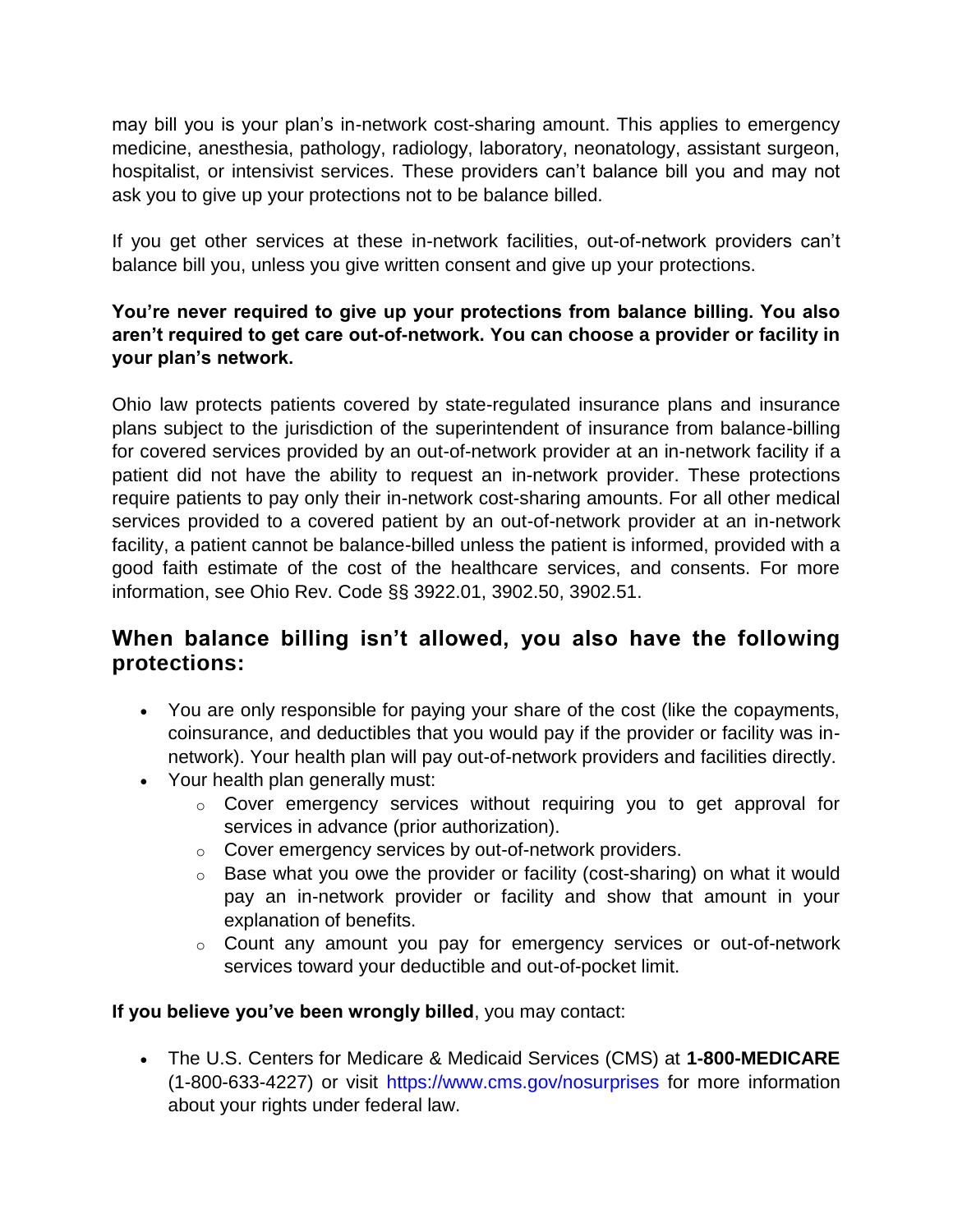may bill you is your plan's in-network cost-sharing amount. This applies to emergency medicine, anesthesia, pathology, radiology, laboratory, neonatology, assistant surgeon, hospitalist, or intensivist services. These providers can't balance bill you and may not ask you to give up your protections not to be balance billed.

If you get other services at these in-network facilities, out-of-network providers can't balance bill you, unless you give written consent and give up your protections.

**You're never required to give up your protections from balance billing. You also aren't required to get care out-of-network. You can choose a provider or facility in your plan's network.**

Ohio law protects patients covered by state-regulated insurance plans and insurance plans subject to the jurisdiction of the superintendent of insurance from balance-billing for covered services provided by an out-of-network provider at an in-network facility if a patient did not have the ability to request an in-network provider. These protections require patients to pay only their in-network cost-sharing amounts. For all other medical services provided to a covered patient by an out-of-network provider at an in-network facility, a patient cannot be balance-billed unless the patient is informed, provided with a good faith estimate of the cost of the healthcare services, and consents. For more information, see Ohio Rev. Code §§ 3922.01, 3902.50, 3902.51.

## When balance billing isn't allowed, you also have the following protections:

- You are only responsible for paying your share of the cost (like the copayments, coinsurance, and deductibles that you would pay if the provider or facility was in-network). Your health plan will pay out-of-network providers and facilities directly.
- Your health plan generally must:
  - Cover emergency services without requiring you to get approval for services in advance (prior authorization).
  - Cover emergency services by out-of-network providers.
  - Base what you owe the provider or facility (cost-sharing) on what it would pay an in-network provider or facility and show that amount in your explanation of benefits.
  - Count any amount you pay for emergency services or out-of-network services toward your deductible and out-of-pocket limit.

**If you believe you've been wrongly billed**, you may contact:

- The U.S. Centers for Medicare & Medicaid Services (CMS) at **1-800-MEDICARE** (1-800-633-4227) or visit https://www.cms.gov/nosurprises for more information about your rights under federal law.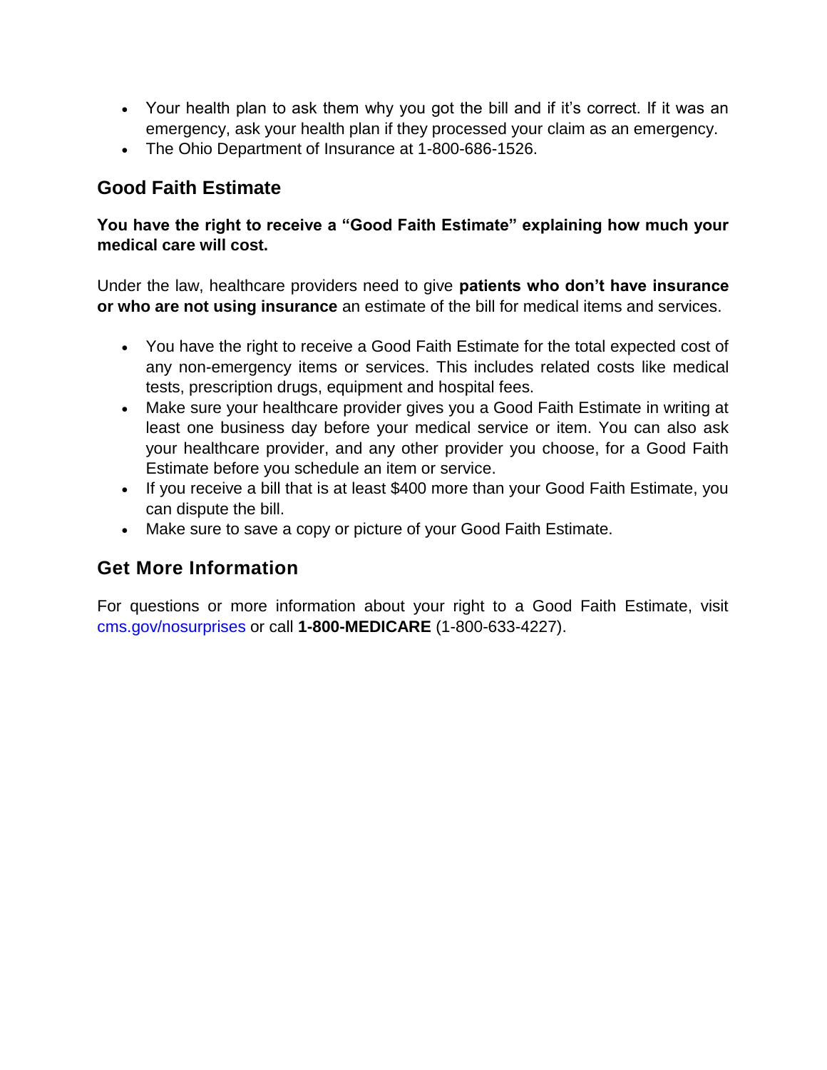- Your health plan to ask them why you got the bill and if it's correct. If it was an emergency, ask your health plan if they processed your claim as an emergency.
- The Ohio Department of Insurance at 1-800-686-1526.

## Good Faith Estimate

**You have the right to receive a "Good Faith Estimate" explaining how much your medical care will cost.**

Under the law, healthcare providers need to give **patients who don't have insurance or who are not using insurance** an estimate of the bill for medical items and services.

- You have the right to receive a Good Faith Estimate for the total expected cost of any non-emergency items or services. This includes related costs like medical tests, prescription drugs, equipment and hospital fees.
- Make sure your healthcare provider gives you a Good Faith Estimate in writing at least one business day before your medical service or item. You can also ask your healthcare provider, and any other provider you choose, for a Good Faith Estimate before you schedule an item or service.
- If you receive a bill that is at least $400 more than your Good Faith Estimate, you can dispute the bill.
- Make sure to save a copy or picture of your Good Faith Estimate.

## Get More Information

For questions or more information about your right to a Good Faith Estimate, visit cms.gov/nosurprises or call **1-800-MEDICARE** (1-800-633-4227).